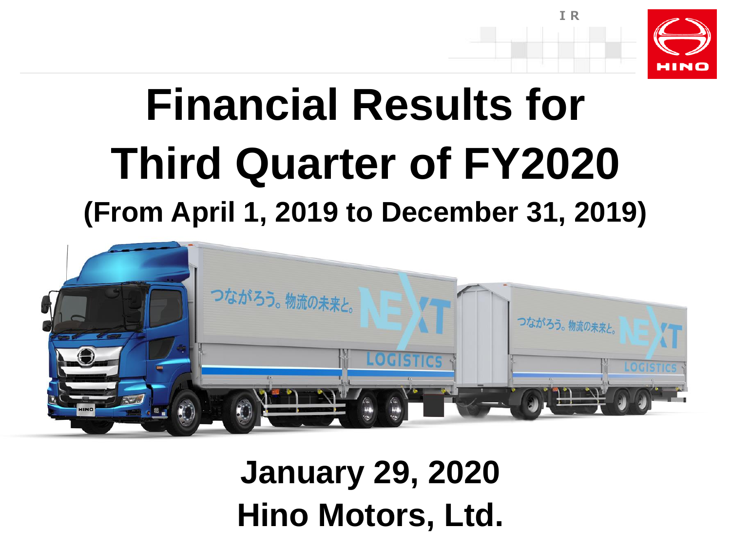# Financial Results for Third Quarter of FY2020

## (From April 1, 2019 to December 31, 2019)

**January 29, 2020**

**Hino Motors, Ltd.**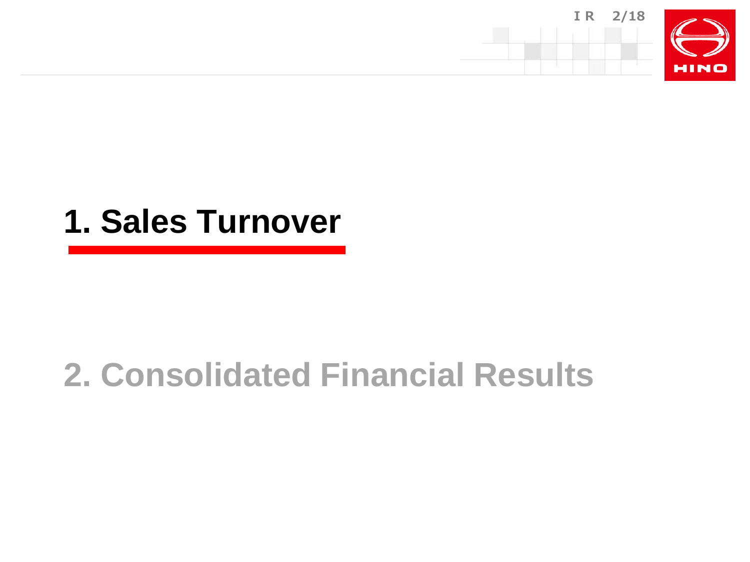# 1. Sales Turnover

# 2. Consolidated Financial Results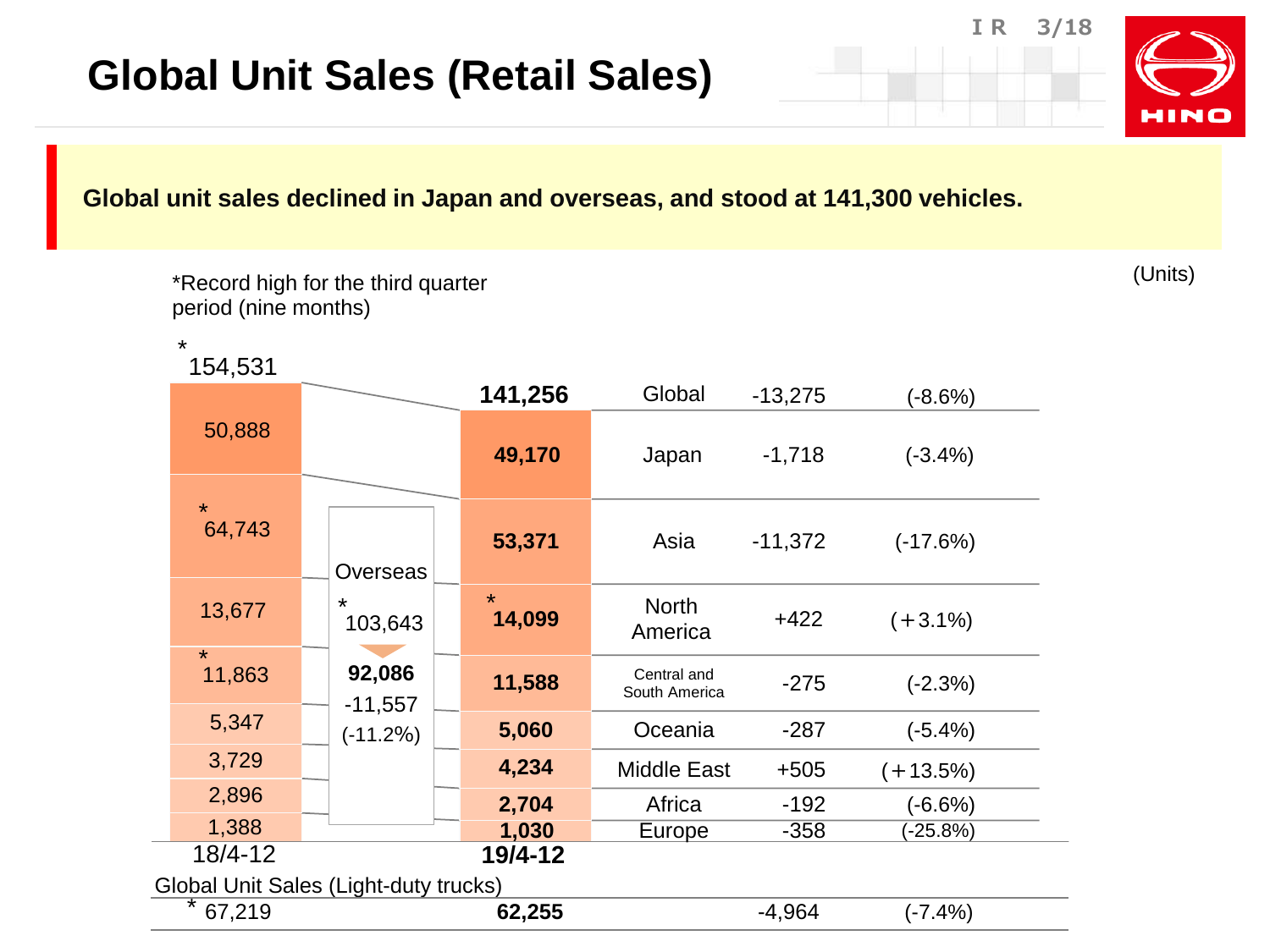# Global Unit Sales (Retail Sales)

**Global unit sales declined in Japan and overseas, and stood at 141,300 vehicles.**

*Record high for the third quarter period (nine months)

(Units)

| Region | 18/4-12 | 19/4-12 | Change | (%) |
|---|---|---|---|---|
| Global | *154,531 | **141,256** | -13,275 | (-8.6%) |
| Japan | 50,888 | **49,170** | -1,718 | (-3.4%) |
| Overseas | *103,643 | **92,086** | -11,557 | (-11.2%) |
| Asia | *64,743 | **53,371** | -11,372 | (-17.6%) |
| North America | 13,677 | ***14,099** | +422 | (+3.1%) |
| Central and South America | *11,863 | **11,588** | -275 | (-2.3%) |
| Oceania | 5,347 | **5,060** | -287 | (-5.4%) |
| Middle East | 3,729 | **4,234** | +505 | (+13.5%) |
| Africa | 2,896 | **2,704** | -192 | (-6.6%) |
| Europe | 1,388 | **1,030** | -358 | (-25.8%) |

Global Unit Sales (Light-duty trucks)

| 18/4-12 | 19/4-12 | Change | (%) |
|---|---|---|---|
| *67,219 | **62,255** | -4,964 | (-7.4%) |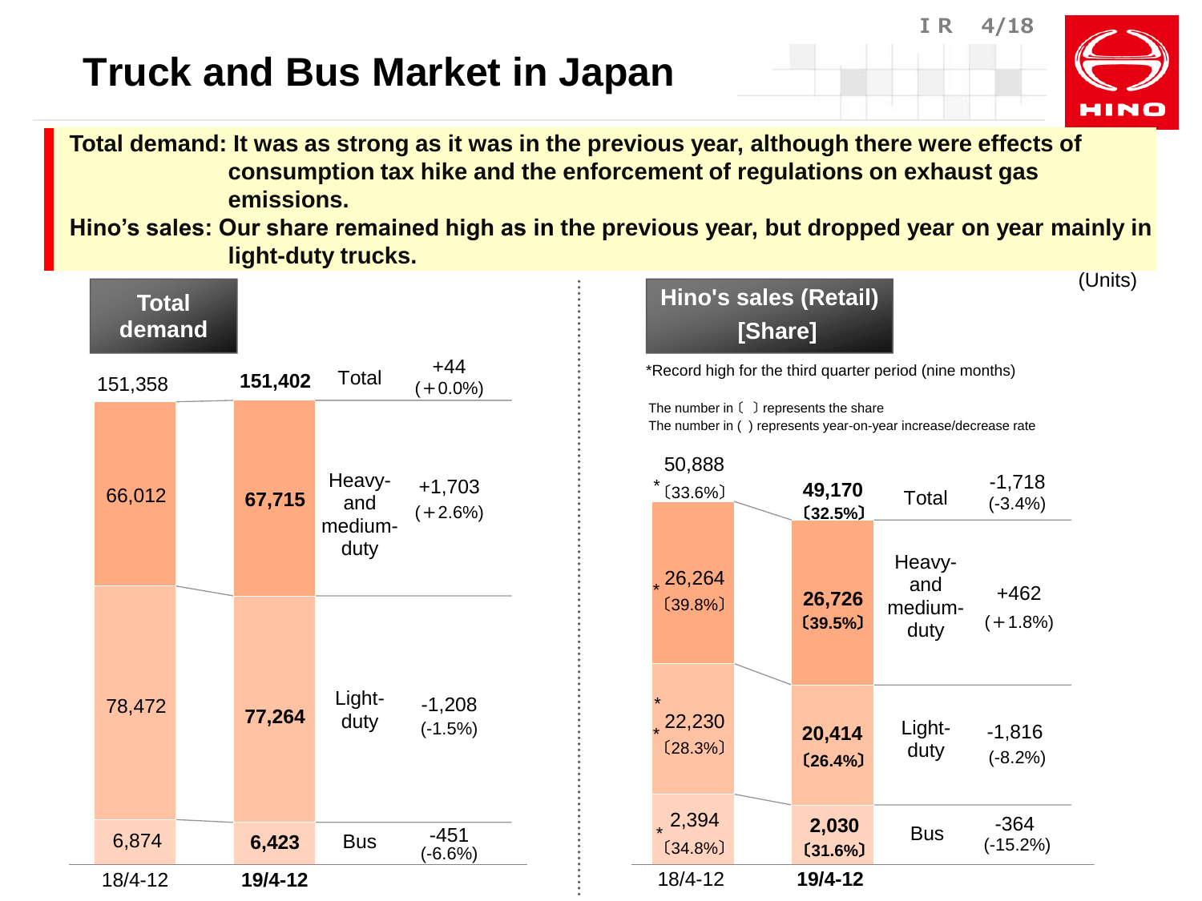# Truck and Bus Market in Japan

**Total demand: It was as strong as it was in the previous year, although there were effects of consumption tax hike and the enforcement of regulations on exhaust gas emissions.**

**Hino's sales: Our share remained high as in the previous year, but dropped year on year mainly in light-duty trucks.**

(Units)

## Total demand

| | 18/4-12 | **19/4-12** | Change |
|---|---|---|---|
| Total | 151,358 | **151,402** | +44 (+0.0%) |
| Heavy- and medium-duty | 66,012 | **67,715** | +1,703 (+2.6%) |
| Light-duty | 78,472 | **77,264** | -1,208 (-1.5%) |
| Bus | 6,874 | **6,423** | -451 (-6.6%) |

## Hino's sales (Retail) [Share]

*Record high for the third quarter period (nine months)

The number in 〔 〕 represents the share
The number in ( ) represents year-on-year increase/decrease rate

| | 18/4-12 | **19/4-12** | Change |
|---|---|---|---|
| Total | 50,888 *〔33.6%〕 | **49,170 〔32.5%〕** | -1,718 (-3.4%) |
| Heavy- and medium-duty | *26,264 〔39.8%〕 | **26,726 〔39.5%〕** | +462 (+1.8%) |
| Light-duty | * *22,230 〔28.3%〕 | **20,414 〔26.4%〕** | -1,816 (-8.2%) |
| Bus | *2,394 〔34.8%〕 | **2,030 〔31.6%〕** | -364 (-15.2%) |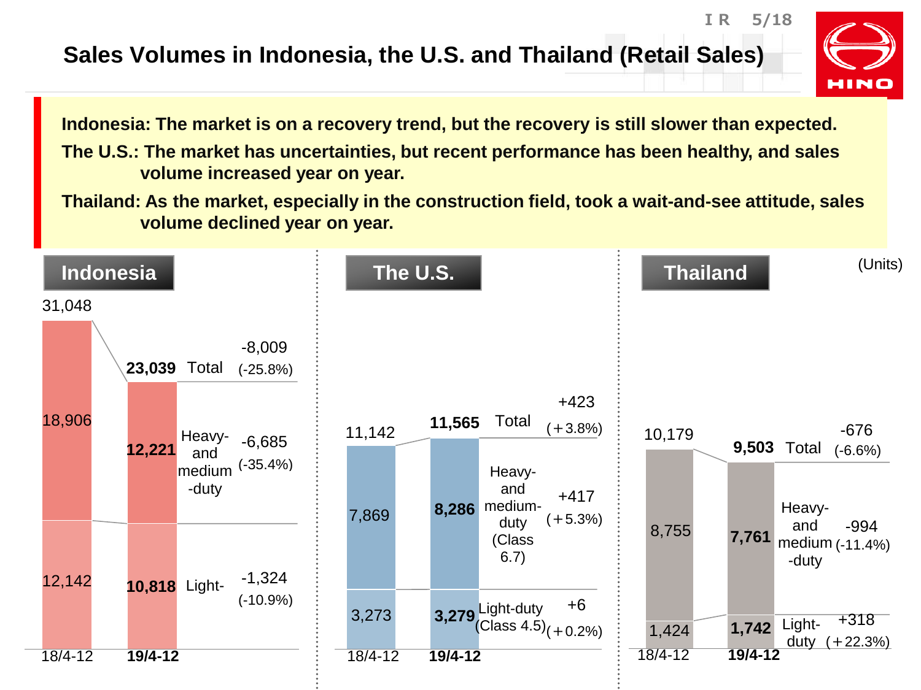# Sales Volumes in Indonesia, the U.S. and Thailand (Retail Sales)

**Indonesia: The market is on a recovery trend, but the recovery is still slower than expected.**

**The U.S.: The market has uncertainties, but recent performance has been healthy, and sales volume increased year on year.**

**Thailand: As the market, especially in the construction field, took a wait-and-see attitude, sales volume declined year on year.**

(Units)

## Indonesia

| | 18/4-12 | **19/4-12** | Change |
|---|---|---|---|
| Total | 31,048 | **23,039** | -8,009 (-25.8%) |
| Heavy- and medium-duty | 18,906 | **12,221** | -6,685 (-35.4%) |
| Light- | 12,142 | **10,818** | -1,324 (-10.9%) |

## The U.S.

| | 18/4-12 | **19/4-12** | Change |
|---|---|---|---|
| Total | 11,142 | **11,565** | +423 (+3.8%) |
| Heavy- and medium-duty (Class 6.7) | 7,869 | **8,286** | +417 (+5.3%) |
| Light-duty (Class 4.5) | 3,273 | **3,279** | +6 (+0.2%) |

## Thailand

| | 18/4-12 | **19/4-12** | Change |
|---|---|---|---|
| Total | 10,179 | **9,503** | -676 (-6.6%) |
| Heavy- and medium-duty | 8,755 | **7,761** | -994 (-11.4%) |
| Light-duty | 1,424 | **1,742** | +318 (+22.3%) |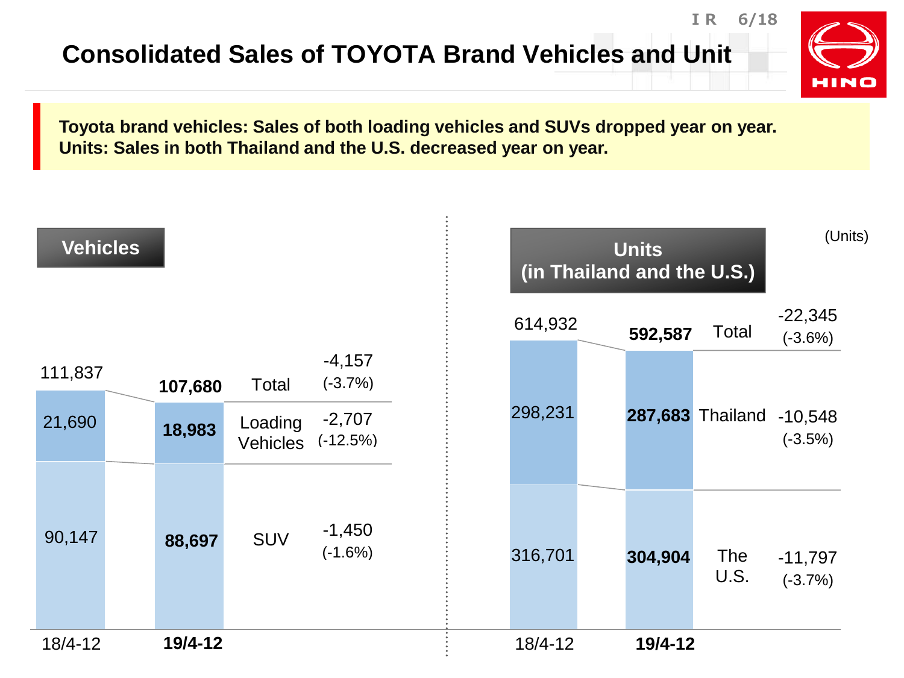# Consolidated Sales of TOYOTA Brand Vehicles and Unit

**Toyota brand vehicles: Sales of both loading vehicles and SUVs dropped year on year.**
**Units: Sales in both Thailand and the U.S. decreased year on year.**

## Vehicles

| | 18/4-12 | **19/4-12** | Change |
|---|---|---|---|
| Total | 111,837 | **107,680** | -4,157 (-3.7%) |
| Loading Vehicles | 21,690 | **18,983** | -2,707 (-12.5%) |
| SUV | 90,147 | **88,697** | -1,450 (-1.6%) |

## Units (in Thailand and the U.S.)

(Units)

| | 18/4-12 | **19/4-12** | Change |
|---|---|---|---|
| Total | 614,932 | **592,587** | -22,345 (-3.6%) |
| Thailand | 298,231 | **287,683** | -10,548 (-3.5%) |
| The U.S. | 316,701 | **304,904** | -11,797 (-3.7%) |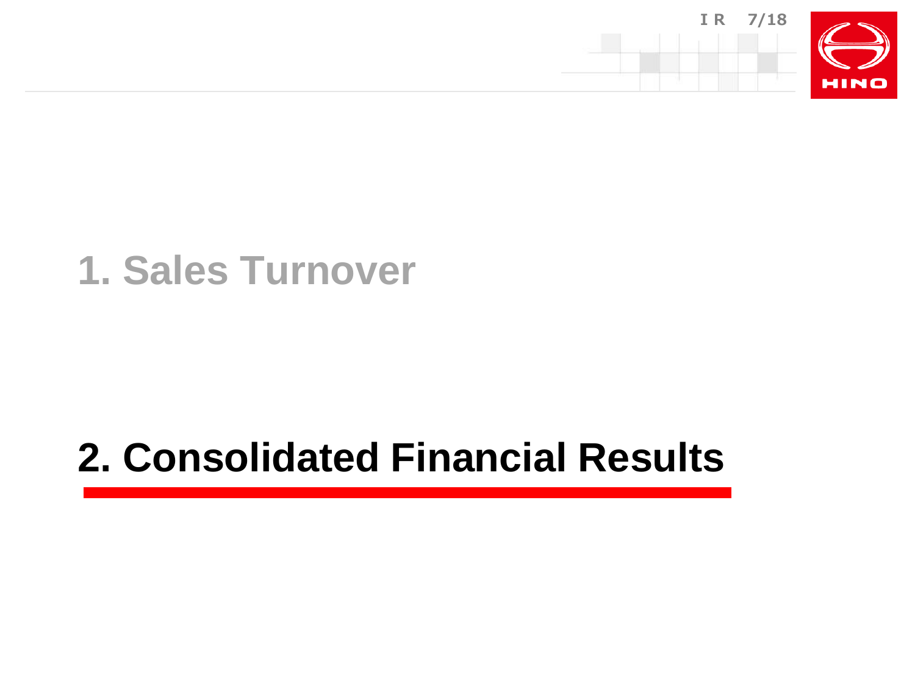## 1. Sales Turnover

## 2. Consolidated Financial Results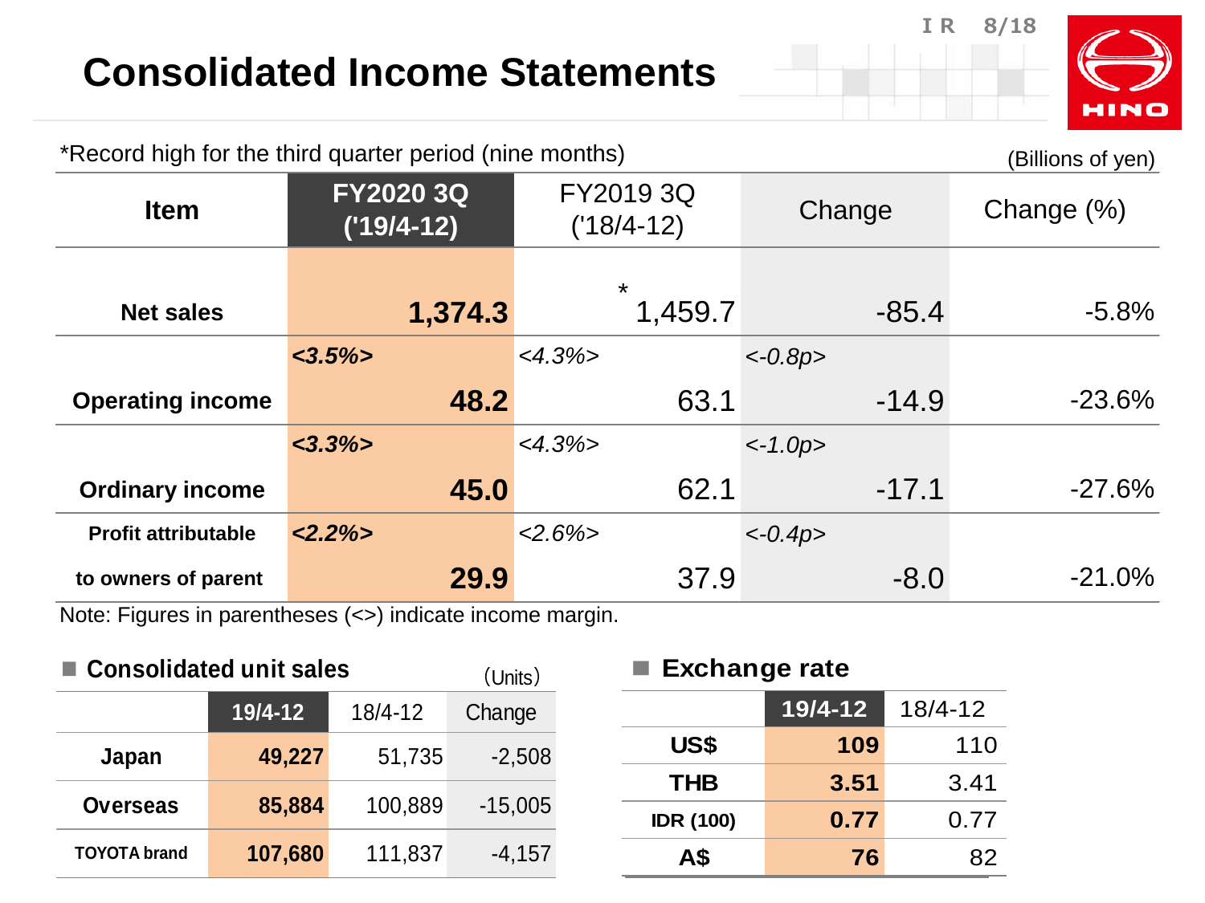# Consolidated Income Statements

*Record high for the third quarter period (nine months)

(Billions of yen)

| Item | FY2020 3Q ('19/4-12) | FY2019 3Q ('18/4-12) | Change | Change (%) |
|---|---|---|---|---|
| Net sales | **1,374.3** | * 1,459.7 | -85.4 | -5.8% |
| Operating income | ***<3.5%>*** **48.2** | *<4.3%>* 63.1 | *<-0.8p>* -14.9 | -23.6% |
| Ordinary income | ***<3.3%>*** **45.0** | *<4.3%>* 62.1 | *<-1.0p>* -17.1 | -27.6% |
| Profit attributable to owners of parent | ***<2.2%>*** **29.9** | *<2.6%>* 37.9 | *<-0.4p>* -8.0 | -21.0% |

Note: Figures in parentheses (<>) indicate income margin.

## Consolidated unit sales

(Units)

| | 19/4-12 | 18/4-12 | Change |
|---|---|---|---|
| Japan | **49,227** | 51,735 | -2,508 |
| Overseas | **85,884** | 100,889 | -15,005 |
| TOYOTA brand | **107,680** | 111,837 | -4,157 |

## Exchange rate

| | 19/4-12 | 18/4-12 |
|---|---|---|
| US$ | **109** | 110 |
| THB | **3.51** | 3.41 |
| IDR (100) | **0.77** | 0.77 |
| A$ | **76** | 82 |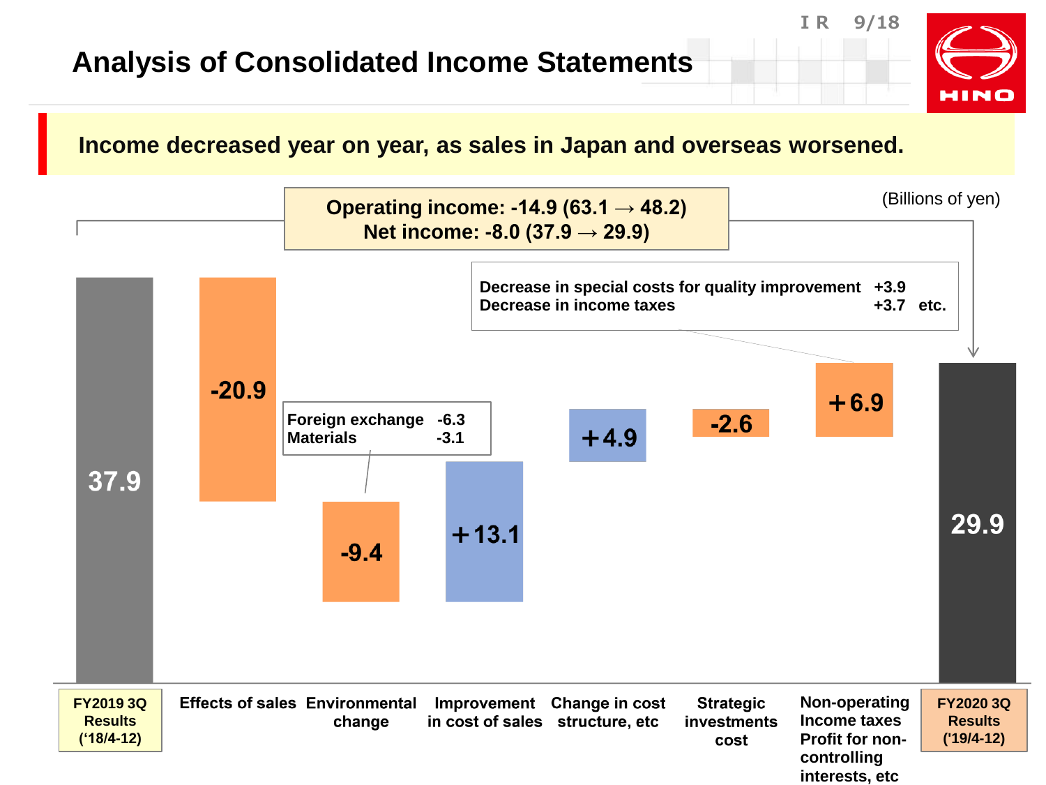# Analysis of Consolidated Income Statements

**Income decreased year on year, as sales in Japan and overseas worsened.**

(Billions of yen)

**Operating income: -14.9 (63.1 → 48.2)**
**Net income: -8.0 (37.9 → 29.9)**

| Item | Amount |
|---|---|
| FY2019 3Q Results ('18/4-12) | 37.9 |
| Effects of sales | -20.9 |
| Environmental change | -9.4 |
| Improvement in cost of sales | +13.1 |
| Change in cost structure, etc | +4.9 |
| Strategic investments cost | -2.6 |
| Non-operating Income taxes Profit for non-controlling interests, etc | +6.9 |
| FY2020 3Q Results ('19/4-12) | 29.9 |

Environmental change breakdown:
- Foreign exchange -6.3
- Materials -3.1

Non-operating, income taxes, etc. breakdown:
- Decrease in special costs for quality improvement +3.9
- Decrease in income taxes +3.7 etc.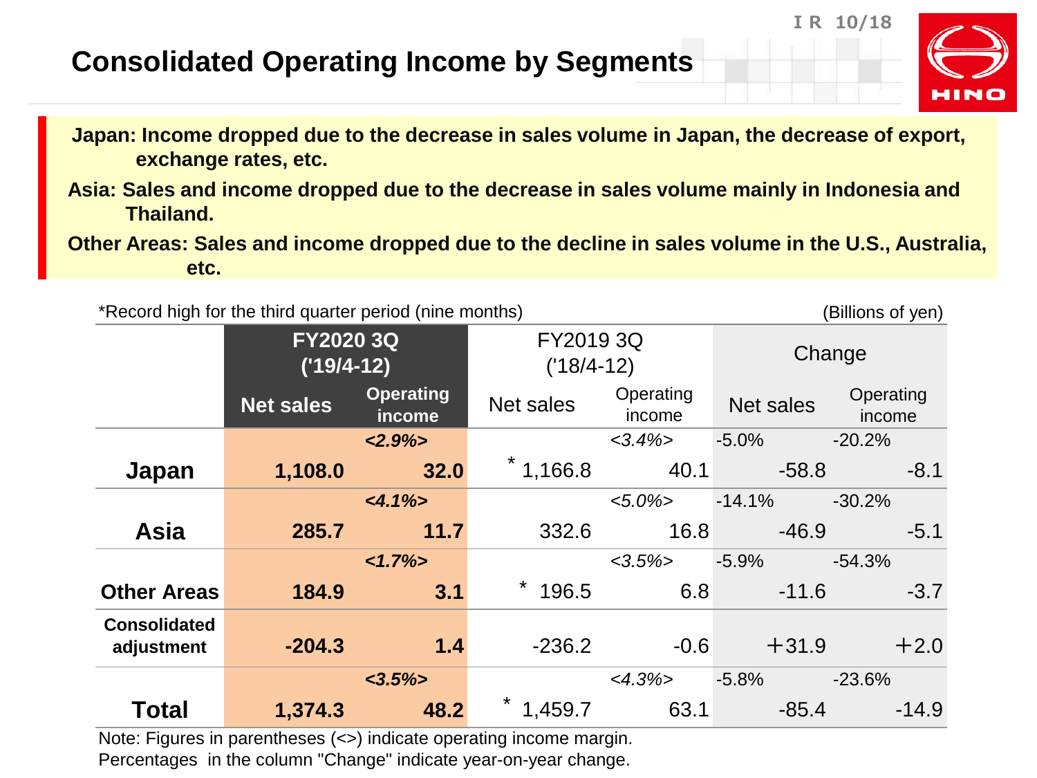# Consolidated Operating Income by Segments

**Japan: Income dropped due to the decrease in sales volume in Japan, the decrease of export, exchange rates, etc.**

**Asia: Sales and income dropped due to the decrease in sales volume mainly in Indonesia and Thailand.**

**Other Areas: Sales and income dropped due to the decline in sales volume in the U.S., Australia, etc.**

*Record high for the third quarter period (nine months)

(Billions of yen)

| | FY2020 3Q ('19/4-12) | | FY2019 3Q ('18/4-12) | | Change | |
|---|---|---|---|---|---|---|
| | Net sales | Operating income | Net sales | Operating income | Net sales | Operating income |
| **Japan** | **1,108.0** | ***<2.9%>*** **32.0** | * 1,166.8 | *<3.4%>* 40.1 | -5.0% -58.8 | -20.2% -8.1 |
| **Asia** | **285.7** | ***<4.1%>*** **11.7** | 332.6 | *<5.0%>* 16.8 | -14.1% -46.9 | -30.2% -5.1 |
| **Other Areas** | **184.9** | ***<1.7%>*** **3.1** | * 196.5 | *<3.5%>* 6.8 | -5.9% -11.6 | -54.3% -3.7 |
| **Consolidated adjustment** | **-204.3** | **1.4** | -236.2 | -0.6 | +31.9 | +2.0 |
| **Total** | **1,374.3** | ***<3.5%>*** **48.2** | * 1,459.7 | *<4.3%>* 63.1 | -5.8% -85.4 | -23.6% -14.9 |

Note: Figures in parentheses (<>) indicate operating income margin.
Percentages in the column "Change" indicate year-on-year change.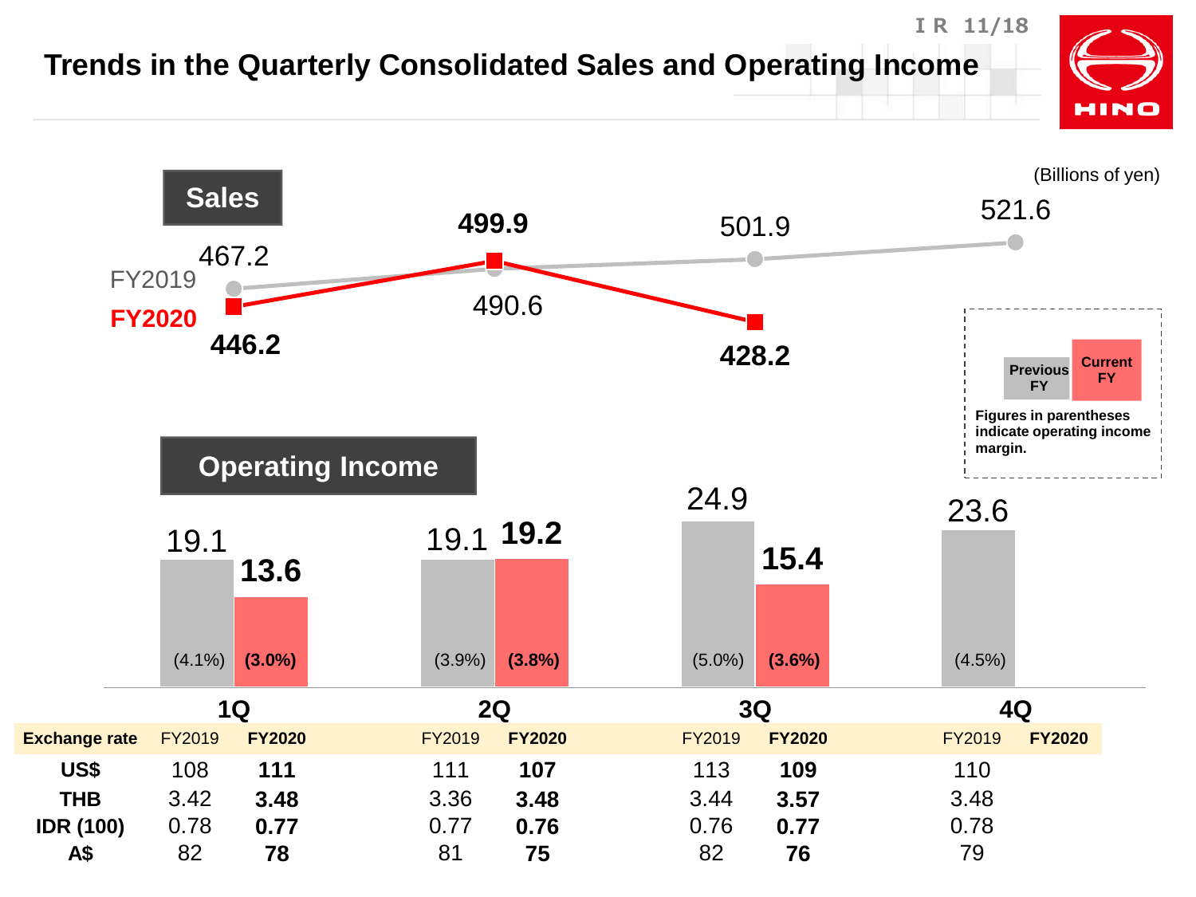# Trends in the Quarterly Consolidated Sales and Operating Income

(Billions of yen)

## Sales

| | 1Q | 2Q | 3Q | 4Q |
|---|---|---|---|---|
| FY2019 | 467.2 | 490.6 | 501.9 | 521.6 |
| **FY2020** | **446.2** | **499.9** | **428.2** | |

## Operating Income

| | 1Q | 2Q | 3Q | 4Q |
|---|---|---|---|---|
| FY2019 | 19.1 (4.1%) | 19.1 (3.9%) | 24.9 (5.0%) | 23.6 (4.5%) |
| **FY2020** | **13.6 (3.0%)** | **19.2 (3.8%)** | **15.4 (3.6%)** | |

Previous FY / Current FY

Figures in parentheses indicate operating income margin.

| Exchange rate | 1Q FY2019 | 1Q **FY2020** | 2Q FY2019 | 2Q **FY2020** | 3Q FY2019 | 3Q **FY2020** | 4Q FY2019 | 4Q **FY2020** |
|---|---|---|---|---|---|---|---|---|
| **US$** | 108 | **111** | 111 | **107** | 113 | **109** | 110 | |
| **THB** | 3.42 | **3.48** | 3.36 | **3.48** | 3.44 | **3.57** | 3.48 | |
| **IDR (100)** | 0.78 | **0.77** | 0.77 | **0.76** | 0.76 | **0.77** | 0.78 | |
| **A$** | 82 | **78** | 81 | **75** | 82 | **76** | 79 | |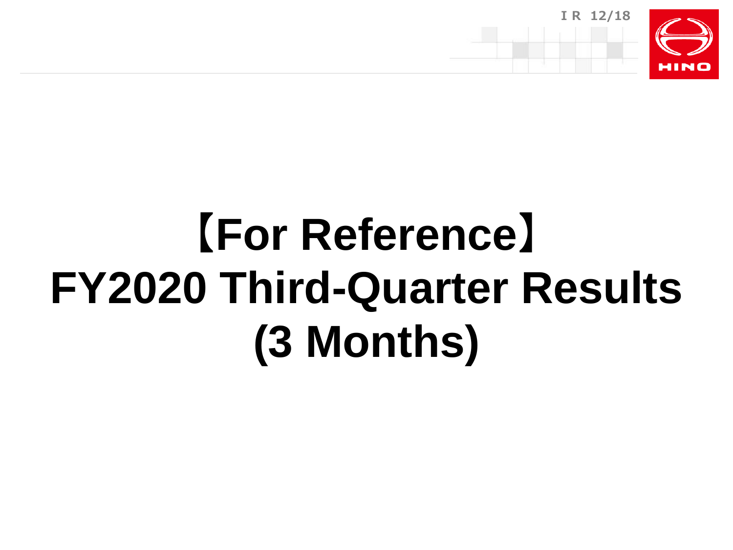# 【For Reference】
# FY2020 Third-Quarter Results (3 Months)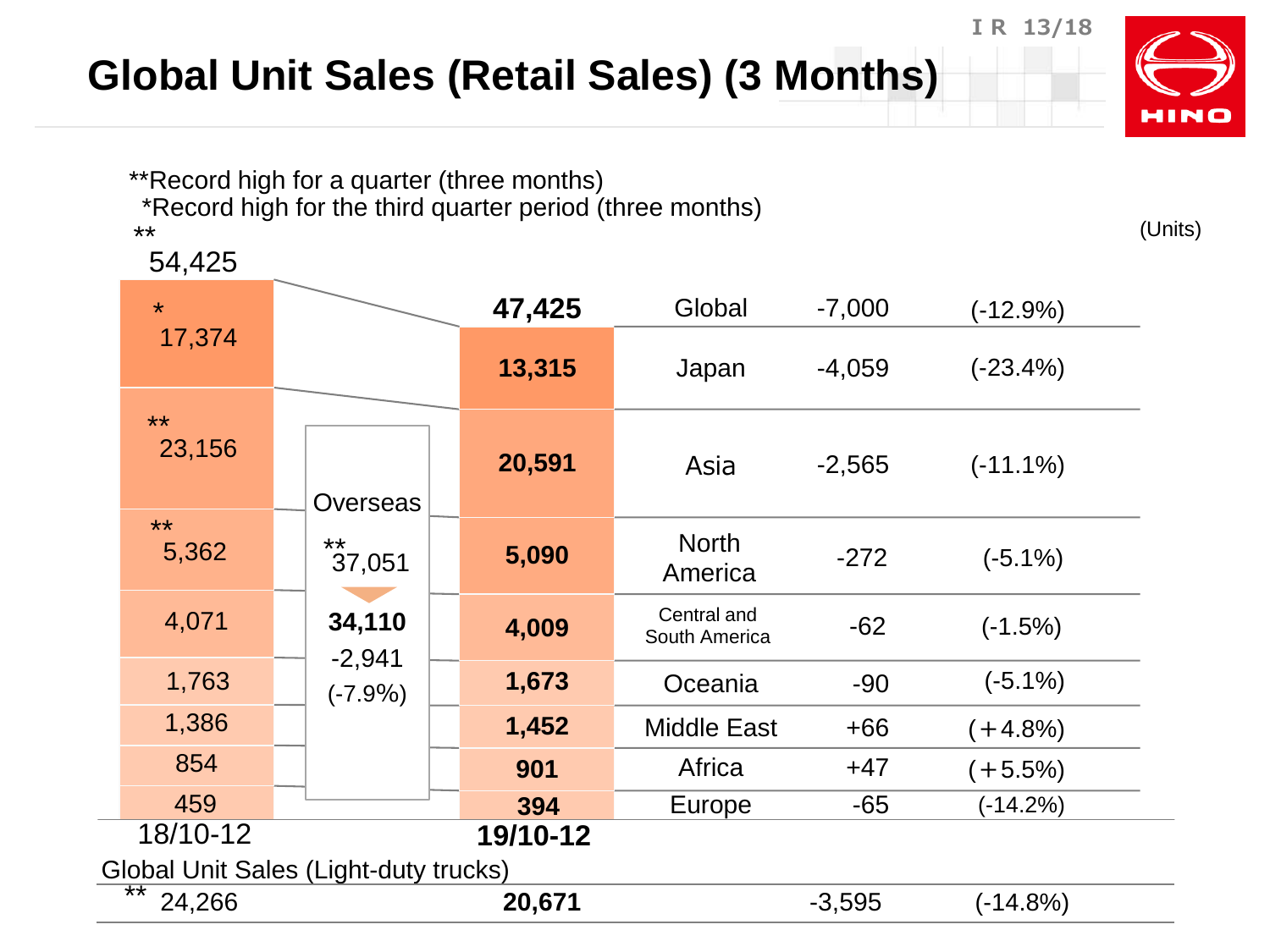# Global Unit Sales (Retail Sales) (3 Months)

**Record high for a quarter (three months)
*Record high for the third quarter period (three months)

(Units)

| Region | 18/10-12 | 19/10-12 | Change | (%) |
|---|---|---|---|---|
| Global | ** 54,425 | **47,425** | -7,000 | (-12.9%) |
| Japan | * 17,374 | **13,315** | -4,059 | (-23.4%) |
| Overseas | ** 37,051 | **34,110** | -2,941 | (-7.9%) |
| Asia | ** 23,156 | **20,591** | -2,565 | (-11.1%) |
| North America | ** 5,362 | **5,090** | -272 | (-5.1%) |
| Central and South America | 4,071 | **4,009** | -62 | (-1.5%) |
| Oceania | 1,763 | **1,673** | -90 | (-5.1%) |
| Middle East | 1,386 | **1,452** | +66 | (+4.8%) |
| Africa | 854 | **901** | +47 | (+5.5%) |
| Europe | 459 | **394** | -65 | (-14.2%) |

Global Unit Sales (Light-duty trucks)

| 18/10-12 | 19/10-12 | Change | (%) |
|---|---|---|---|
| ** 24,266 | **20,671** | -3,595 | (-14.8%) |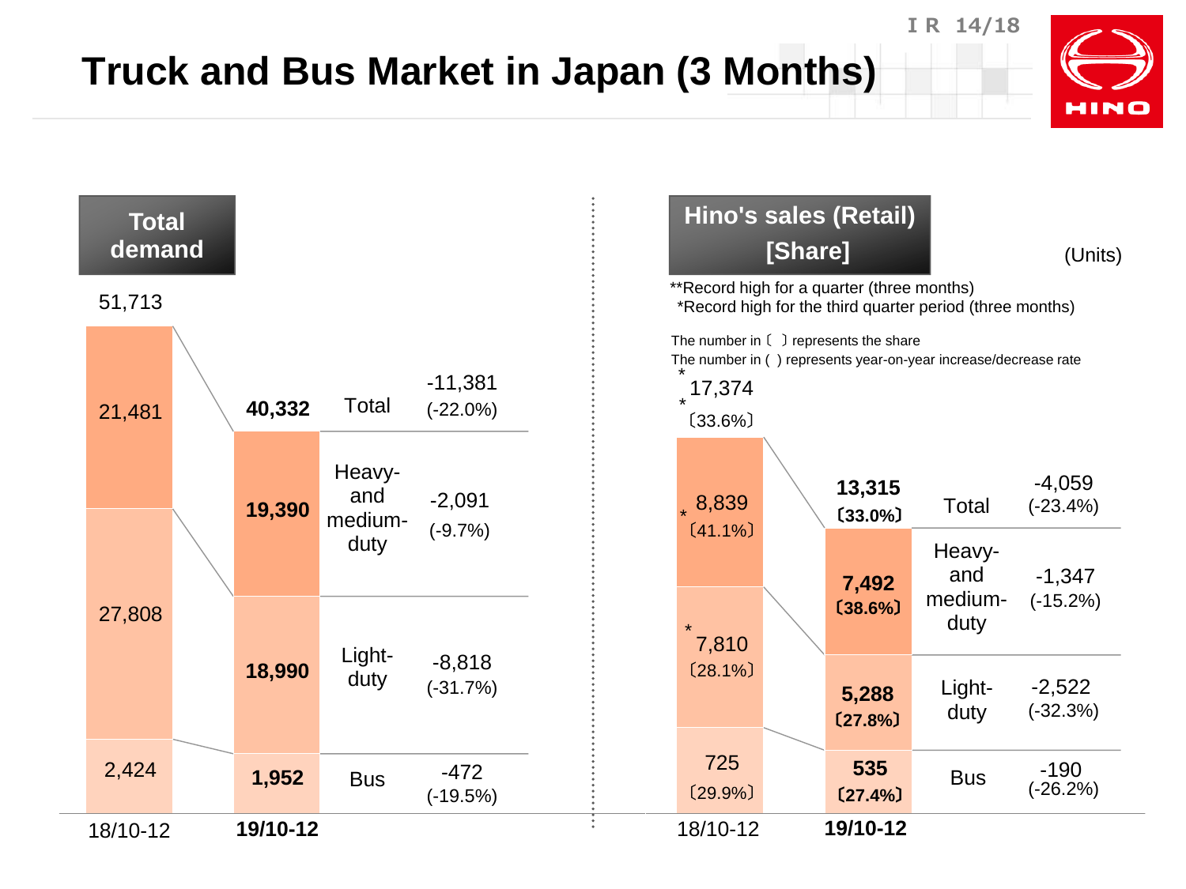# Truck and Bus Market in Japan (3 Months)

## Total demand

| | 18/10-12 | 19/10-12 | Change | Rate |
|---|---|---|---|---|
| Total | 51,713 | **40,332** | -11,381 | (-22.0%) |
| Heavy- and medium-duty | 21,481 | **19,390** | -2,091 | (-9.7%) |
| Light-duty | 27,808 | **18,990** | -8,818 | (-31.7%) |
| Bus | 2,424 | **1,952** | -472 | (-19.5%) |

## Hino's sales (Retail) [Share]

(Units)

**Record high for a quarter (three months)
*Record high for the third quarter period (three months)

The number in〔 〕represents the share
The number in ( ) represents year-on-year increase/decrease rate

| | 18/10-12 | 19/10-12 | Change | Rate |
|---|---|---|---|---|
| Total | *17,374 *〔33.6%〕 | **13,315** **〔33.0%〕** | -4,059 | (-23.4%) |
| Heavy- and medium-duty | 8,839 *〔41.1%〕 | **7,492** **〔38.6%〕** | -1,347 | (-15.2%) |
| Light-duty | *7,810 〔28.1%〕 | **5,288** **〔27.8%〕** | -2,522 | (-32.3%) |
| Bus | 725 〔29.9%〕 | **535** **〔27.4%〕** | -190 | (-26.2%) |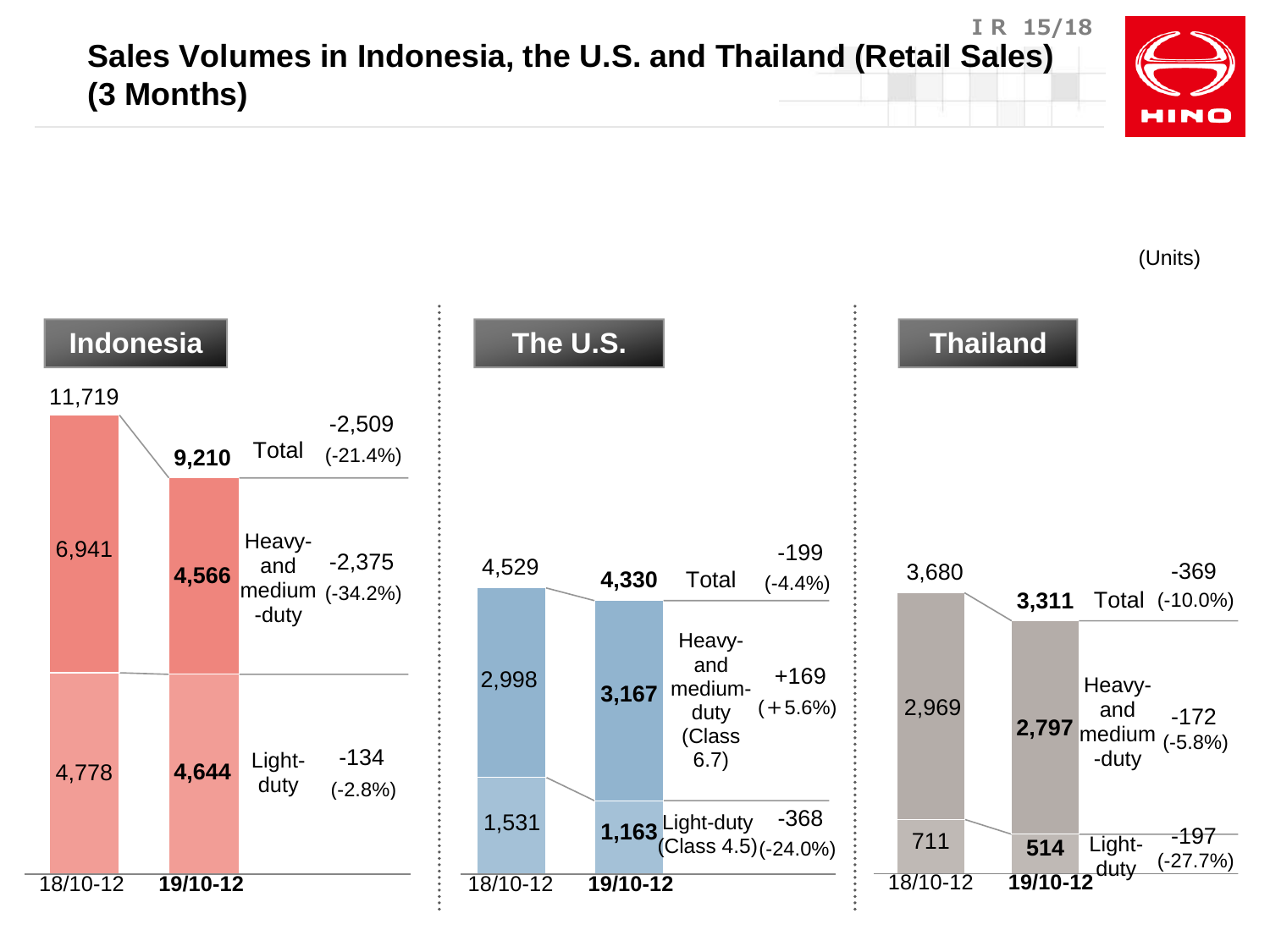# Sales Volumes in Indonesia, the U.S. and Thailand (Retail Sales) (3 Months)

(Units)

## Indonesia

| | 18/10-12 | 19/10-12 | Change |
|---|---|---|---|
| Total | 11,719 | 9,210 | -2,509 (-21.4%) |
| Heavy- and medium-duty | 6,941 | 4,566 | -2,375 (-34.2%) |
| Light-duty | 4,778 | 4,644 | -134 (-2.8%) |

## The U.S.

| | 18/10-12 | 19/10-12 | Change |
|---|---|---|---|
| Total | 4,529 | 4,330 | -199 (-4.4%) |
| Heavy- and medium-duty (Class 6.7) | 2,998 | 3,167 | +169 (+5.6%) |
| Light-duty (Class 4.5) | 1,531 | 1,163 | -368 (-24.0%) |

## Thailand

| | 18/10-12 | 19/10-12 | Change |
|---|---|---|---|
| Total | 3,680 | 3,311 | -369 (-10.0%) |
| Heavy- and medium-duty | 2,969 | 2,797 | -172 (-5.8%) |
| Light-duty | 711 | 514 | -197 (-27.7%) |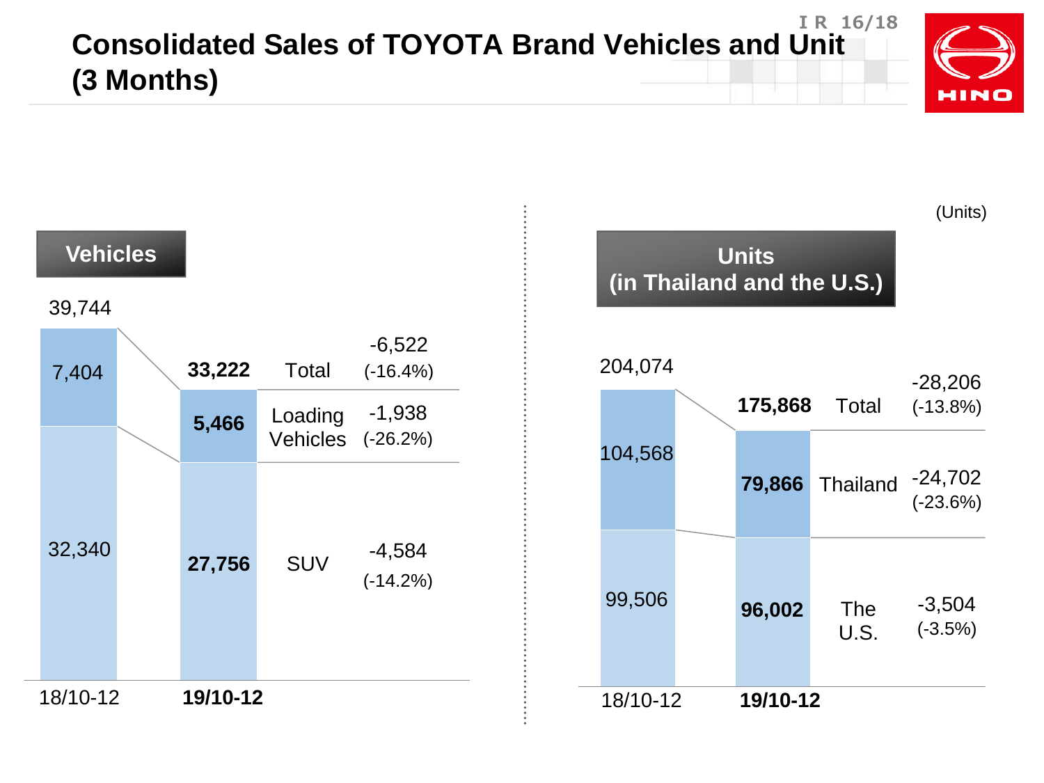# Consolidated Sales of TOYOTA Brand Vehicles and Unit (3 Months)

(Units)

## Vehicles

| | 18/10-12 | 19/10-12 | Change |
|---|---|---|---|
| Total | 39,744 | **33,222** | -6,522 (-16.4%) |
| Loading Vehicles | 7,404 | **5,466** | -1,938 (-26.2%) |
| SUV | 32,340 | **27,756** | -4,584 (-14.2%) |

## Units (in Thailand and the U.S.)

| | 18/10-12 | 19/10-12 | Change |
|---|---|---|---|
| Total | 204,074 | **175,868** | -28,206 (-13.8%) |
| Thailand | 104,568 | **79,866** | -24,702 (-23.6%) |
| The U.S. | 99,506 | **96,002** | -3,504 (-3.5%) |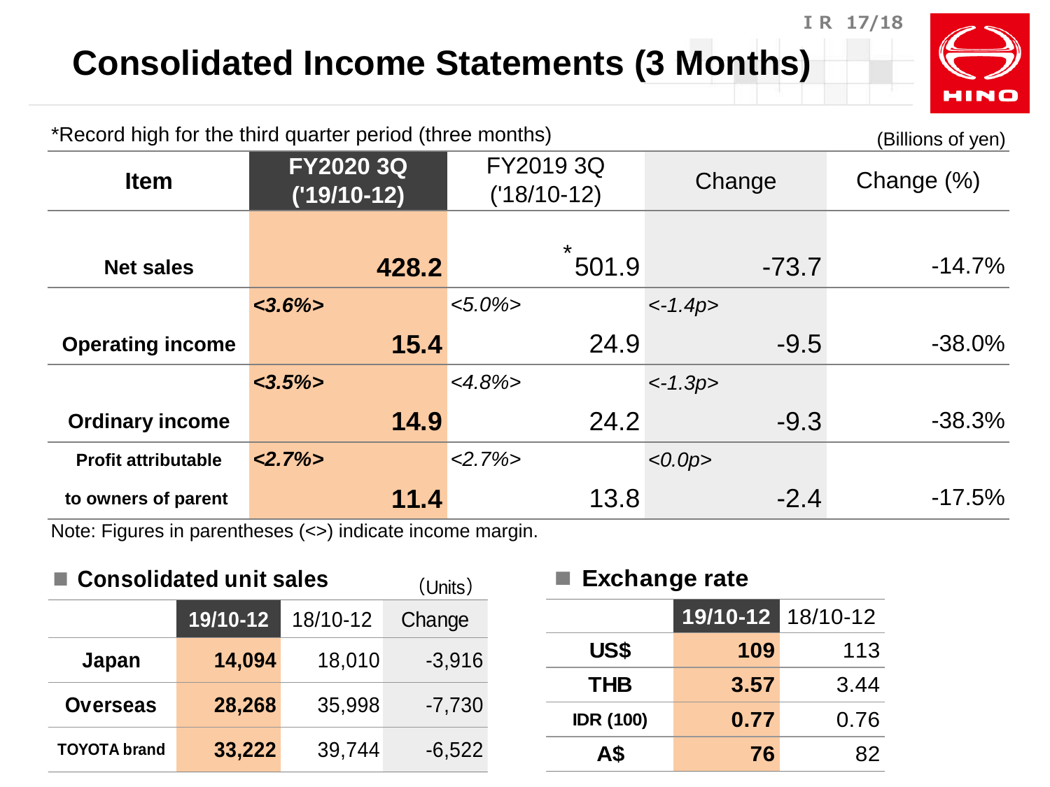# Consolidated Income Statements (3 Months)

*Record high for the third quarter period (three months)

(Billions of yen)

| Item | FY2020 3Q ('19/10-12) | FY2019 3Q ('18/10-12) | Change | Change (%) |
|---|---|---|---|---|
| Net sales | 428.2 | *501.9 | -73.7 | -14.7% |
| Operating income | <3.6%> 15.4 | <5.0%> 24.9 | <-1.4p> -9.5 | -38.0% |
| Ordinary income | <3.5%> 14.9 | <4.8%> 24.2 | <-1.3p> -9.3 | -38.3% |
| Profit attributable to owners of parent | <2.7%> 11.4 | <2.7%> 13.8 | <0.0p> -2.4 | -17.5% |

Note: Figures in parentheses (<>) indicate income margin.

## Consolidated unit sales

(Units)

| | 19/10-12 | 18/10-12 | Change |
|---|---|---|---|
| Japan | 14,094 | 18,010 | -3,916 |
| Overseas | 28,268 | 35,998 | -7,730 |
| TOYOTA brand | 33,222 | 39,744 | -6,522 |

## Exchange rate

| | 19/10-12 | 18/10-12 |
|---|---|---|
| US$ | 109 | 113 |
| THB | 3.57 | 3.44 |
| IDR (100) | 0.77 | 0.76 |
| A$ | 76 | 82 |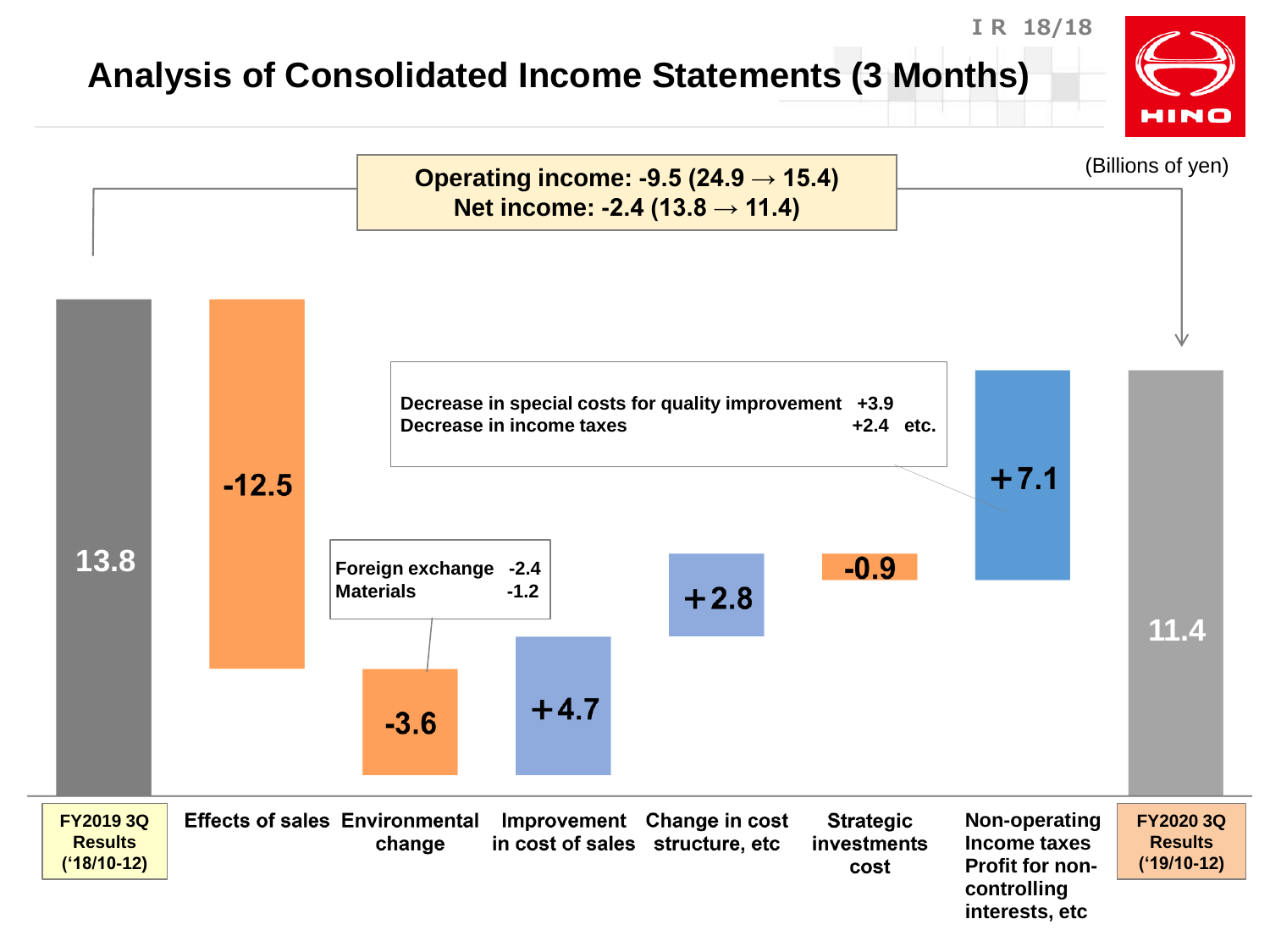# Analysis of Consolidated Income Statements (3 Months)

(Billions of yen)

**Operating income: -9.5 (24.9 → 15.4)**
**Net income: -2.4 (13.8 → 11.4)**

| Item | Amount |
|---|---|
| FY2019 3Q Results ('18/10-12) | 13.8 |
| Effects of sales | -12.5 |
| Environmental change | -3.6 |
| Improvement in cost of sales | +4.7 |
| Change in cost structure, etc | +2.8 |
| Strategic investments cost | -0.9 |
| Non-operating Income taxes Profit for non-controlling interests, etc | +7.1 |
| FY2020 3Q Results ('19/10-12) | 11.4 |

Environmental change:
- Foreign exchange -2.4
- Materials -1.2

Non-operating, Income taxes, Profit for non-controlling interests, etc:
- Decrease in special costs for quality improvement +3.9
- Decrease in income taxes +2.4 etc.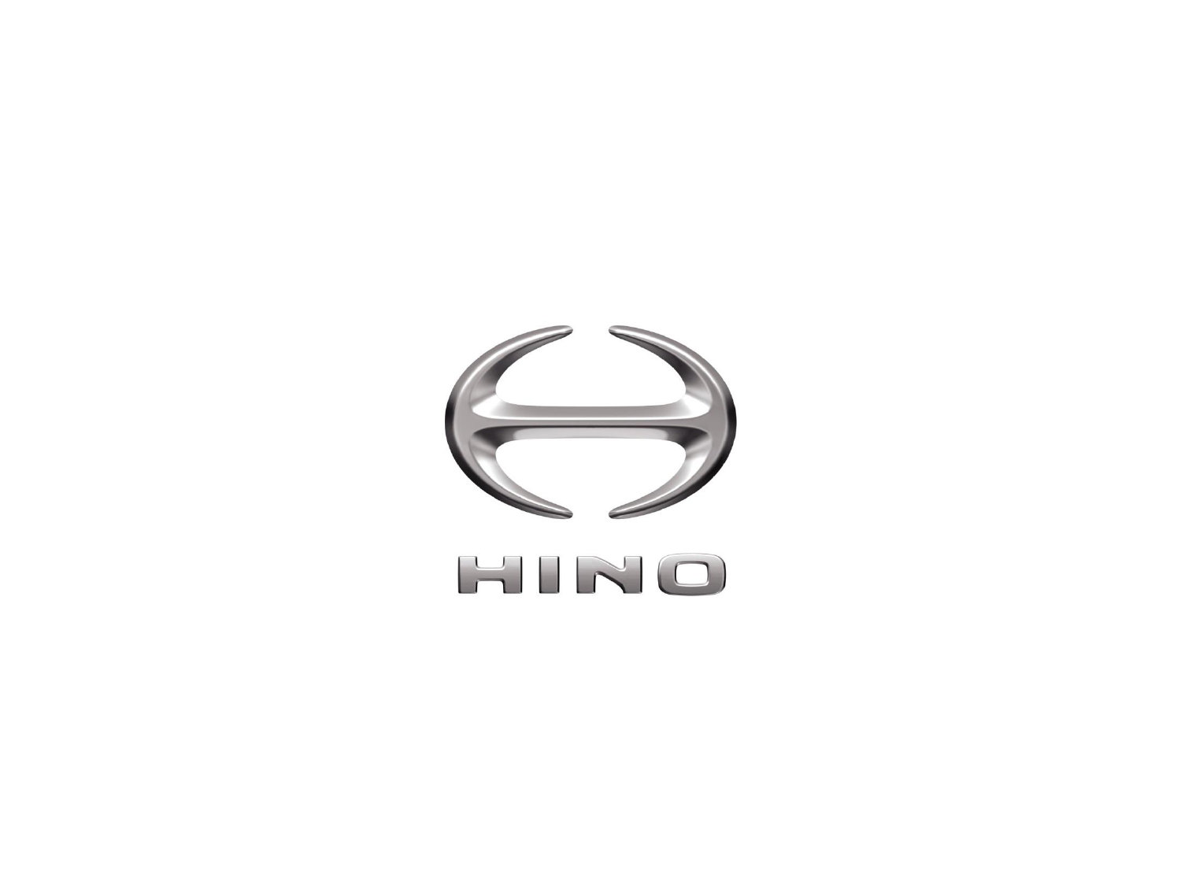HINO